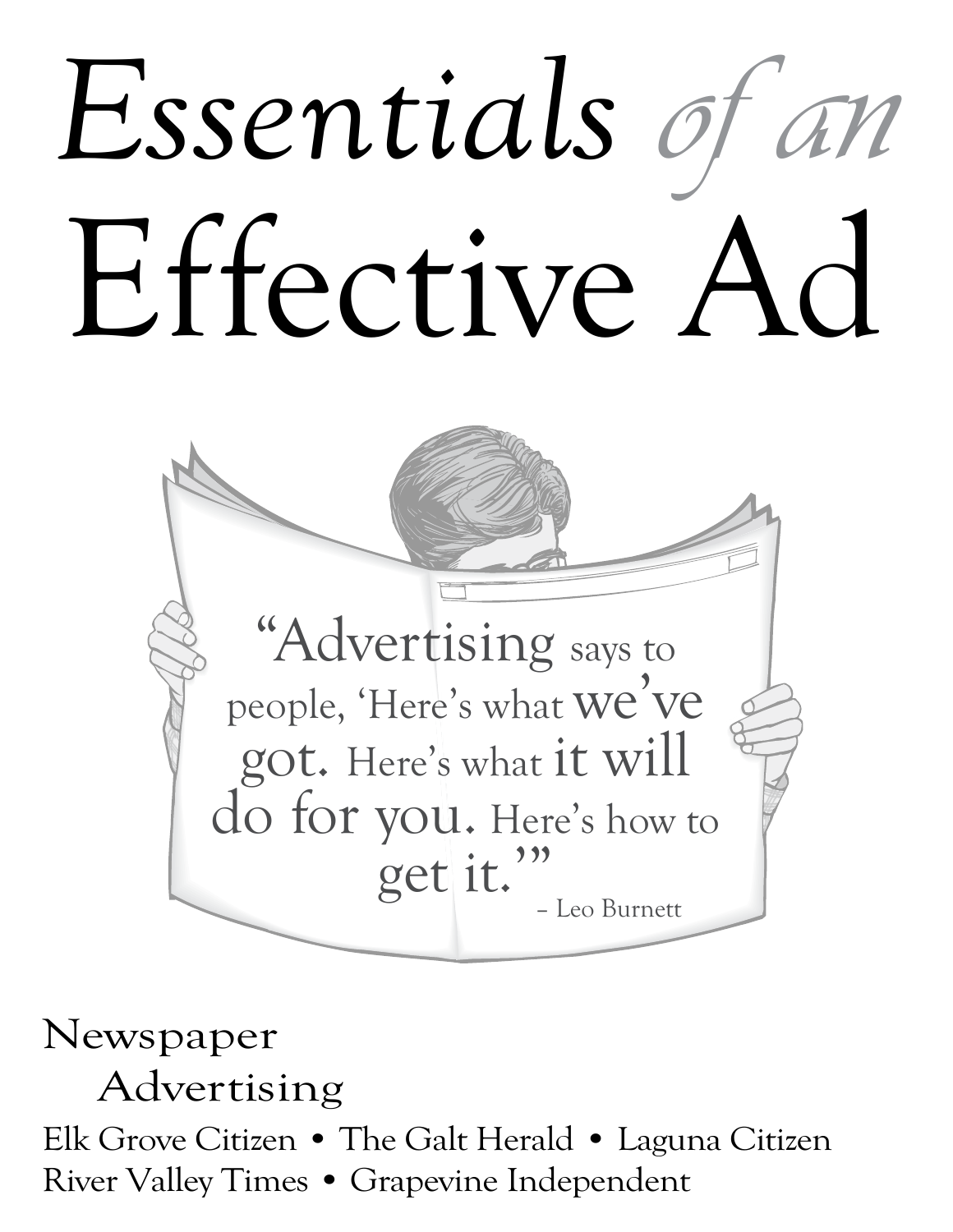# *Essentials of an* Effective Ad

"Advertising says to people, 'Here's what we've got. Here's what it will do for you. Here's how to get it.'"

– Leo Burnett

Newspaper Advertising

Elk Grove Citizen • The Galt Herald • Laguna Citizen
River Valley Times • Grapevine Independent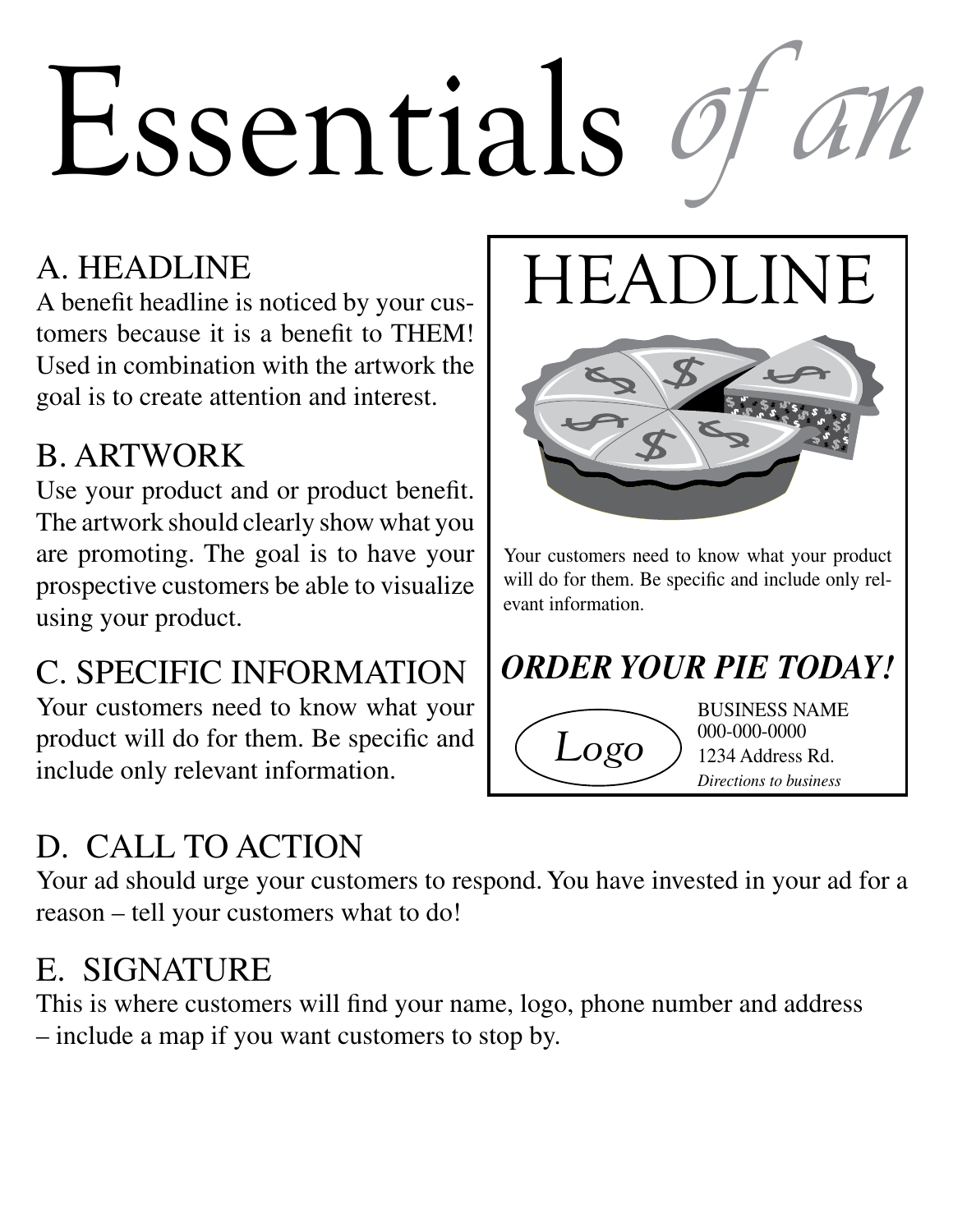# Essentials *of an*

## A. HEADLINE

A benefit headline is noticed by your customers because it is a benefit to THEM! Used in combination with the artwork the goal is to create attention and interest.

## B. ARTWORK

Use your product and or product benefit. The artwork should clearly show what you are promoting. The goal is to have your prospective customers be able to visualize using your product.

## C. SPECIFIC INFORMATION

Your customers need to know what your product will do for them. Be specific and include only relevant information.

HEADLINE

Your customers need to know what your product will do for them. Be specific and include only relevant information.

***ORDER YOUR PIE TODAY!***

*Logo*

BUSINESS NAME
000-000-0000
1234 Address Rd.
*Directions to business*

## D. CALL TO ACTION

Your ad should urge your customers to respond. You have invested in your ad for a reason – tell your customers what to do!

## E. SIGNATURE

This is where customers will find your name, logo, phone number and address – include a map if you want customers to stop by.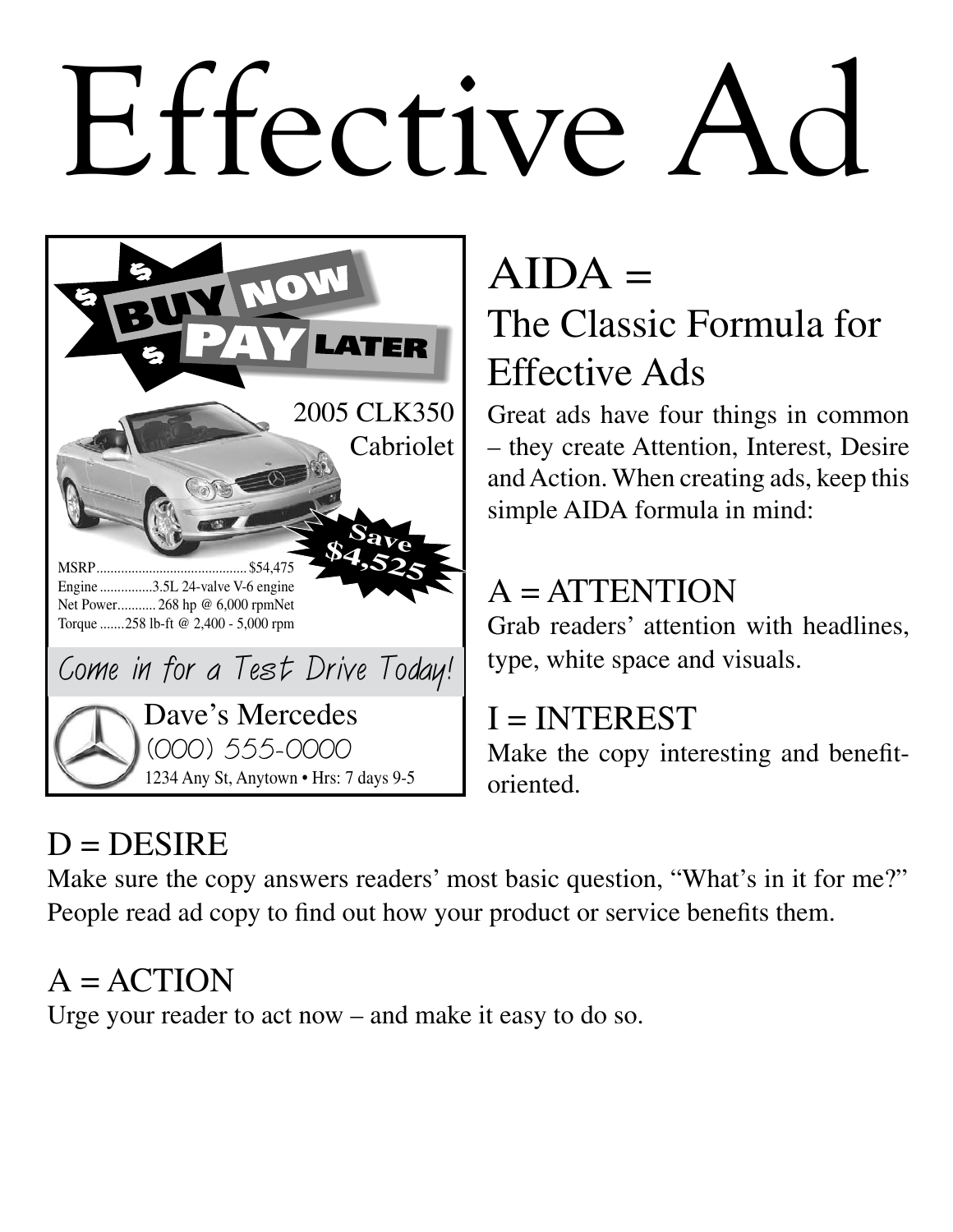# Effective Ad

BUY NOW PAY LATER

2005 CLK350 Cabriolet

Save $4,525

MSRP.......................................... $54,475
Engine ...............3.5L 24-valve V-6 engine
Net Power........... 268 hp @ 6,000 rpmNet
Torque .......258 lb-ft @ 2,400 - 5,000 rpm

Come in for a Test Drive Today!

Dave's Mercedes
(000) 555-0000
1234 Any St, Anytown • Hrs: 7 days 9-5

## AIDA = The Classic Formula for Effective Ads

Great ads have four things in common – they create Attention, Interest, Desire and Action. When creating ads, keep this simple AIDA formula in mind:

## A = ATTENTION

Grab readers' attention with headlines, type, white space and visuals.

## I = INTEREST

Make the copy interesting and benefit-oriented.

## D = DESIRE

Make sure the copy answers readers' most basic question, "What's in it for me?" People read ad copy to find out how your product or service benefits them.

## A = ACTION

Urge your reader to act now – and make it easy to do so.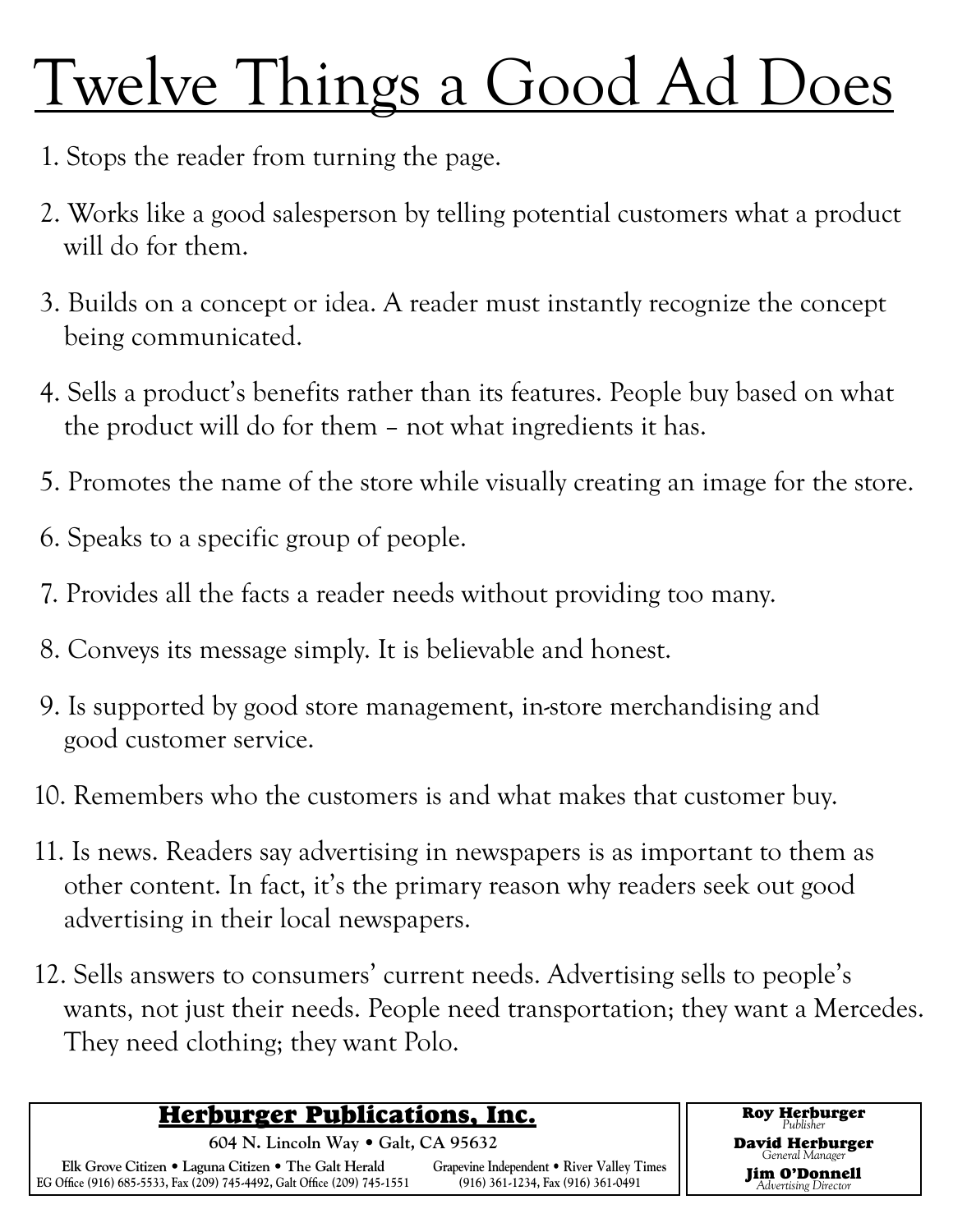# Twelve Things a Good Ad Does

1. Stops the reader from turning the page.
2. Works like a good salesperson by telling potential customers what a product will do for them.
3. Builds on a concept or idea. A reader must instantly recognize the concept being communicated.
4. Sells a product's benefits rather than its features. People buy based on what the product will do for them – not what ingredients it has.
5. Promotes the name of the store while visually creating an image for the store.
6. Speaks to a specific group of people.
7. Provides all the facts a reader needs without providing too many.
8. Conveys its message simply. It is believable and honest.
9. Is supported by good store management, in-store merchandising and good customer service.
10. Remembers who the customers is and what makes that customer buy.
11. Is news. Readers say advertising in newspapers is as important to them as other content. In fact, it's the primary reason why readers seek out good advertising in their local newspapers.
12. Sells answers to consumers' current needs. Advertising sells to people's wants, not just their needs. People need transportation; they want a Mercedes. They need clothing; they want Polo.

**Herburger Publications, Inc.**

604 N. Lincoln Way • Galt, CA 95632

Elk Grove Citizen • Laguna Citizen • The Galt Herald
EG Office (916) 685-5533, Fax (209) 745-4492, Galt Office (209) 745-1551

Grapevine Independent • River Valley Times
(916) 361-1234, Fax (916) 361-0491

**Roy Herburger**
*Publisher*

**David Herburger**
*General Manager*

**Jim O'Donnell**
*Advertising Director*